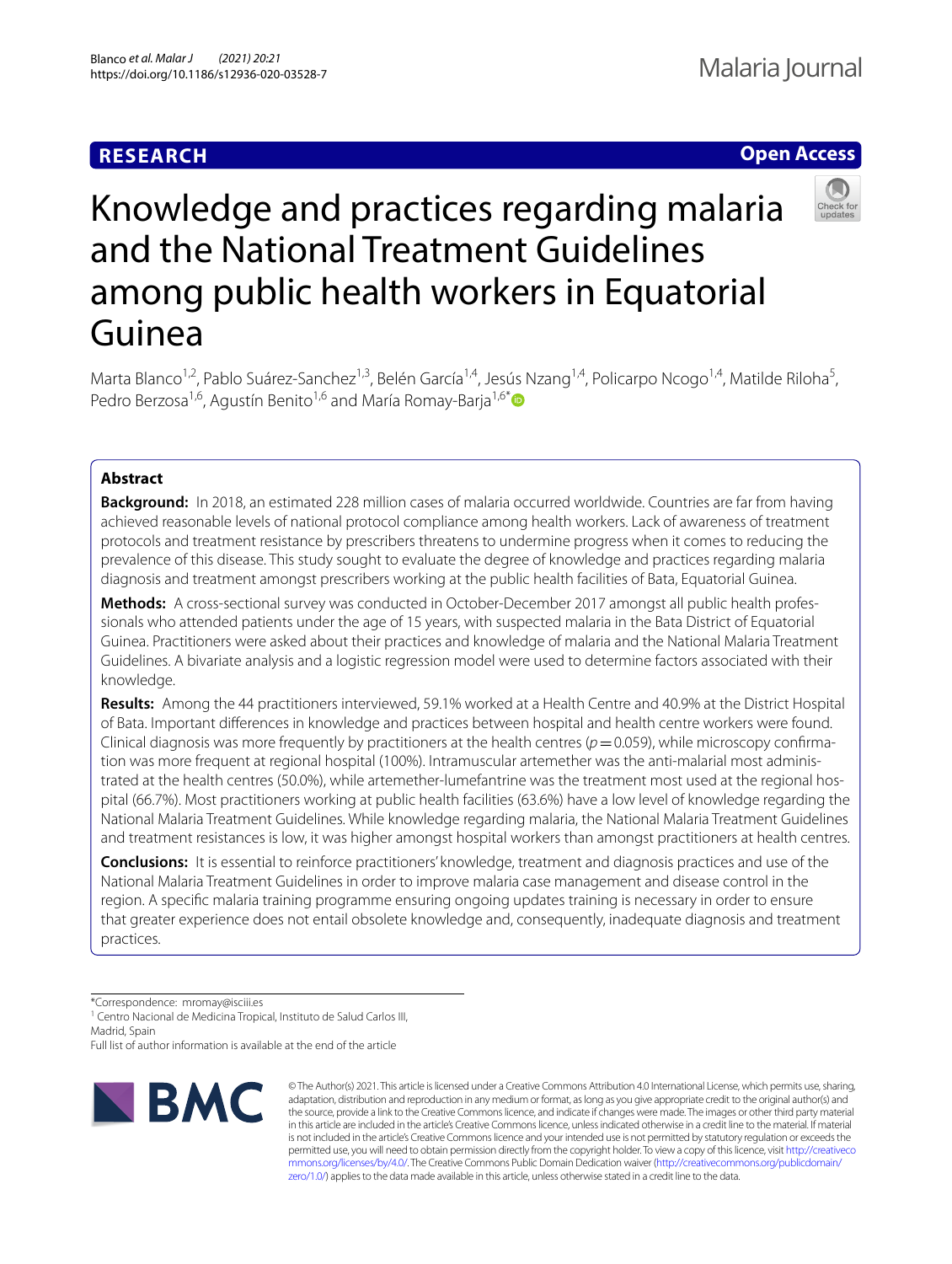**RESEARCH** **Open Access**

# Knowledge and practices regarding malaria and the National Treatment Guidelines among public health workers in Equatorial Guinea

Marta Blanco[1,2], Pablo Suárez-Sanchez[1,3], Belén García[1,4], Jesús Nzang[1,4], Policarpo Ncogo[1,4], Matilde Riloha[5], Pedro Berzosa[1,6], Agustín Benito[1,6] and María Romay-Barja[1,6*]

## Abstract

**Background:** In 2018, an estimated 228 million cases of malaria occurred worldwide. Countries are far from having achieved reasonable levels of national protocol compliance among health workers. Lack of awareness of treatment protocols and treatment resistance by prescribers threatens to undermine progress when it comes to reducing the prevalence of this disease. This study sought to evaluate the degree of knowledge and practices regarding malaria diagnosis and treatment amongst prescribers working at the public health facilities of Bata, Equatorial Guinea.

**Methods:** A cross-sectional survey was conducted in October-December 2017 amongst all public health professionals who attended patients under the age of 15 years, with suspected malaria in the Bata District of Equatorial Guinea. Practitioners were asked about their practices and knowledge of malaria and the National Malaria Treatment Guidelines. A bivariate analysis and a logistic regression model were used to determine factors associated with their knowledge.

**Results:** Among the 44 practitioners interviewed, 59.1% worked at a Health Centre and 40.9% at the District Hospital of Bata. Important differences in knowledge and practices between hospital and health centre workers were found. Clinical diagnosis was more frequently by practitioners at the health centres ($p = 0.059$), while microscopy confirmation was more frequent at regional hospital (100%). Intramuscular artemether was the anti-malarial most administrated at the health centres (50.0%), while artemether-lumefantrine was the treatment most used at the regional hospital (66.7%). Most practitioners working at public health facilities (63.6%) have a low level of knowledge regarding the National Malaria Treatment Guidelines. While knowledge regarding malaria, the National Malaria Treatment Guidelines and treatment resistances is low, it was higher amongst hospital workers than amongst practitioners at health centres.

**Conclusions:** It is essential to reinforce practitioners' knowledge, treatment and diagnosis practices and use of the National Malaria Treatment Guidelines in order to improve malaria case management and disease control in the region. A specific malaria training programme ensuring ongoing updates training is necessary in order to ensure that greater experience does not entail obsolete knowledge and, consequently, inadequate diagnosis and treatment practices.

*Correspondence: mromay@isciii.es
[1] Centro Nacional de Medicina Tropical, Instituto de Salud Carlos III, Madrid, Spain
Full list of author information is available at the end of the article

© The Author(s) 2021. This article is licensed under a Creative Commons Attribution 4.0 International License, which permits use, sharing, adaptation, distribution and reproduction in any medium or format, as long as you give appropriate credit to the original author(s) and the source, provide a link to the Creative Commons licence, and indicate if changes were made. The images or other third party material in this article are included in the article's Creative Commons licence, unless indicated otherwise in a credit line to the material. If material is not included in the article's Creative Commons licence and your intended use is not permitted by statutory regulation or exceeds the permitted use, you will need to obtain permission directly from the copyright holder. To view a copy of this licence, visit http://creativecommons.org/licenses/by/4.0/. The Creative Commons Public Domain Dedication waiver (http://creativecommons.org/publicdomain/zero/1.0/) applies to the data made available in this article, unless otherwise stated in a credit line to the data.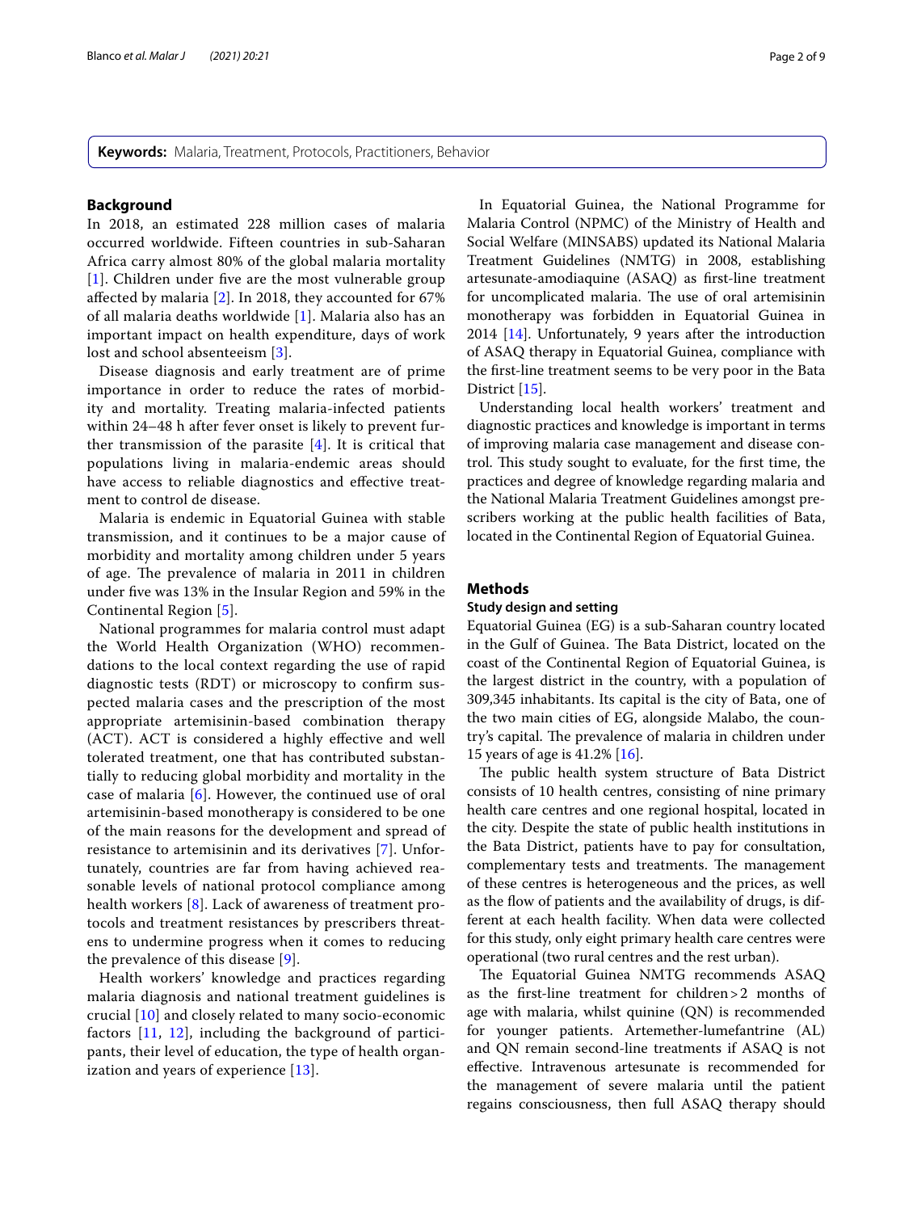**Keywords:** Malaria, Treatment, Protocols, Practitioners, Behavior

## Background

In 2018, an estimated 228 million cases of malaria occurred worldwide. Fifteen countries in sub-Saharan Africa carry almost 80% of the global malaria mortality [1]. Children under five are the most vulnerable group affected by malaria [2]. In 2018, they accounted for 67% of all malaria deaths worldwide [1]. Malaria also has an important impact on health expenditure, days of work lost and school absenteeism [3].

Disease diagnosis and early treatment are of prime importance in order to reduce the rates of morbidity and mortality. Treating malaria-infected patients within 24–48 h after fever onset is likely to prevent further transmission of the parasite [4]. It is critical that populations living in malaria-endemic areas should have access to reliable diagnostics and effective treatment to control de disease.

Malaria is endemic in Equatorial Guinea with stable transmission, and it continues to be a major cause of morbidity and mortality among children under 5 years of age. The prevalence of malaria in 2011 in children under five was 13% in the Insular Region and 59% in the Continental Region [5].

National programmes for malaria control must adapt the World Health Organization (WHO) recommendations to the local context regarding the use of rapid diagnostic tests (RDT) or microscopy to confirm suspected malaria cases and the prescription of the most appropriate artemisinin-based combination therapy (ACT). ACT is considered a highly effective and well tolerated treatment, one that has contributed substantially to reducing global morbidity and mortality in the case of malaria [6]. However, the continued use of oral artemisinin-based monotherapy is considered to be one of the main reasons for the development and spread of resistance to artemisinin and its derivatives [7]. Unfortunately, countries are far from having achieved reasonable levels of national protocol compliance among health workers [8]. Lack of awareness of treatment protocols and treatment resistances by prescribers threatens to undermine progress when it comes to reducing the prevalence of this disease [9].

Health workers' knowledge and practices regarding malaria diagnosis and national treatment guidelines is crucial [10] and closely related to many socio-economic factors [11, 12], including the background of participants, their level of education, the type of health organization and years of experience [13].

In Equatorial Guinea, the National Programme for Malaria Control (NPMC) of the Ministry of Health and Social Welfare (MINSABS) updated its National Malaria Treatment Guidelines (NMTG) in 2008, establishing artesunate-amodiaquine (ASAQ) as first-line treatment for uncomplicated malaria. The use of oral artemisinin monotherapy was forbidden in Equatorial Guinea in 2014 [14]. Unfortunately, 9 years after the introduction of ASAQ therapy in Equatorial Guinea, compliance with the first-line treatment seems to be very poor in the Bata District [15].

Understanding local health workers' treatment and diagnostic practices and knowledge is important in terms of improving malaria case management and disease control. This study sought to evaluate, for the first time, the practices and degree of knowledge regarding malaria and the National Malaria Treatment Guidelines amongst prescribers working at the public health facilities of Bata, located in the Continental Region of Equatorial Guinea.

## Methods

### Study design and setting

Equatorial Guinea (EG) is a sub-Saharan country located in the Gulf of Guinea. The Bata District, located on the coast of the Continental Region of Equatorial Guinea, is the largest district in the country, with a population of 309,345 inhabitants. Its capital is the city of Bata, one of the two main cities of EG, alongside Malabo, the country's capital. The prevalence of malaria in children under 15 years of age is 41.2% [16].

The public health system structure of Bata District consists of 10 health centres, consisting of nine primary health care centres and one regional hospital, located in the city. Despite the state of public health institutions in the Bata District, patients have to pay for consultation, complementary tests and treatments. The management of these centres is heterogeneous and the prices, as well as the flow of patients and the availability of drugs, is different at each health facility. When data were collected for this study, only eight primary health care centres were operational (two rural centres and the rest urban).

The Equatorial Guinea NMTG recommends ASAQ as the first-line treatment for children > 2 months of age with malaria, whilst quinine (QN) is recommended for younger patients. Artemether-lumefantrine (AL) and QN remain second-line treatments if ASAQ is not effective. Intravenous artesunate is recommended for the management of severe malaria until the patient regains consciousness, then full ASAQ therapy should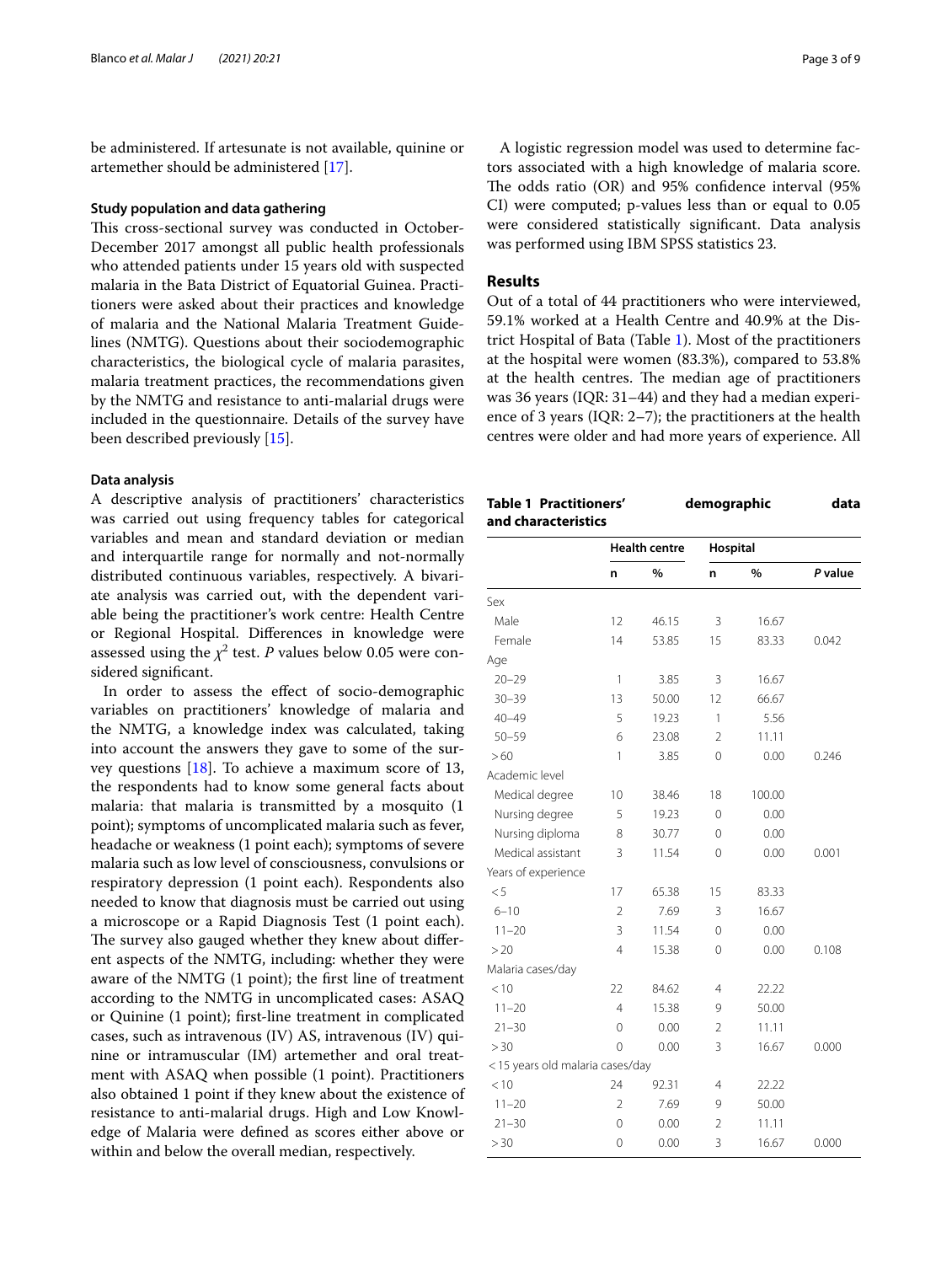be administered. If artesunate is not available, quinine or artemether should be administered [17].

### Study population and data gathering

This cross-sectional survey was conducted in October-December 2017 amongst all public health professionals who attended patients under 15 years old with suspected malaria in the Bata District of Equatorial Guinea. Practitioners were asked about their practices and knowledge of malaria and the National Malaria Treatment Guidelines (NMTG). Questions about their sociodemographic characteristics, the biological cycle of malaria parasites, malaria treatment practices, the recommendations given by the NMTG and resistance to anti-malarial drugs were included in the questionnaire. Details of the survey have been described previously [15].

### Data analysis

A descriptive analysis of practitioners' characteristics was carried out using frequency tables for categorical variables and mean and standard deviation or median and interquartile range for normally and not-normally distributed continuous variables, respectively. A bivariate analysis was carried out, with the dependent variable being the practitioner's work centre: Health Centre or Regional Hospital. Differences in knowledge were assessed using the $\chi^2$ test. *P* values below 0.05 were considered significant.

In order to assess the effect of socio-demographic variables on practitioners' knowledge of malaria and the NMTG, a knowledge index was calculated, taking into account the answers they gave to some of the survey questions [18]. To achieve a maximum score of 13, the respondents had to know some general facts about malaria: that malaria is transmitted by a mosquito (1 point); symptoms of uncomplicated malaria such as fever, headache or weakness (1 point each); symptoms of severe malaria such as low level of consciousness, convulsions or respiratory depression (1 point each). Respondents also needed to know that diagnosis must be carried out using a microscope or a Rapid Diagnosis Test (1 point each). The survey also gauged whether they knew about different aspects of the NMTG, including: whether they were aware of the NMTG (1 point); the first line of treatment according to the NMTG in uncomplicated cases: ASAQ or Quinine (1 point); first-line treatment in complicated cases, such as intravenous (IV) AS, intravenous (IV) quinine or intramuscular (IM) artemether and oral treatment with ASAQ when possible (1 point). Practitioners also obtained 1 point if they knew about the existence of resistance to anti-malarial drugs. High and Low Knowledge of Malaria were defined as scores either above or within and below the overall median, respectively.

A logistic regression model was used to determine factors associated with a high knowledge of malaria score. The odds ratio (OR) and 95% confidence interval (95% CI) were computed; p-values less than or equal to 0.05 were considered statistically significant. Data analysis was performed using IBM SPSS statistics 23.

## Results

Out of a total of 44 practitioners who were interviewed, 59.1% worked at a Health Centre and 40.9% at the District Hospital of Bata (Table 1). Most of the practitioners at the hospital were women (83.3%), compared to 53.8% at the health centres. The median age of practitioners was 36 years (IQR: 31–44) and they had a median experience of 3 years (IQR: 2–7); the practitioners at the health centres were older and had more years of experience. All

**Table 1 Practitioners' demographic data and characteristics**

| | Health centre | | Hospital | | |
|---|---|---|---|---|---|
| | n | % | n | % | *P* value |
| Sex | | | | | |
| Male | 12 | 46.15 | 3 | 16.67 | |
| Female | 14 | 53.85 | 15 | 83.33 | 0.042 |
| Age | | | | | |
| 20–29 | 1 | 3.85 | 3 | 16.67 | |
| 30–39 | 13 | 50.00 | 12 | 66.67 | |
| 40–49 | 5 | 19.23 | 1 | 5.56 | |
| 50–59 | 6 | 23.08 | 2 | 11.11 | |
| >60 | 1 | 3.85 | 0 | 0.00 | 0.246 |
| Academic level | | | | | |
| Medical degree | 10 | 38.46 | 18 | 100.00 | |
| Nursing degree | 5 | 19.23 | 0 | 0.00 | |
| Nursing diploma | 8 | 30.77 | 0 | 0.00 | |
| Medical assistant | 3 | 11.54 | 0 | 0.00 | 0.001 |
| Years of experience | | | | | |
| <5 | 17 | 65.38 | 15 | 83.33 | |
| 6–10 | 2 | 7.69 | 3 | 16.67 | |
| 11–20 | 3 | 11.54 | 0 | 0.00 | |
| >20 | 4 | 15.38 | 0 | 0.00 | 0.108 |
| Malaria cases/day | | | | | |
| <10 | 22 | 84.62 | 4 | 22.22 | |
| 11–20 | 4 | 15.38 | 9 | 50.00 | |
| 21–30 | 0 | 0.00 | 2 | 11.11 | |
| >30 | 0 | 0.00 | 3 | 16.67 | 0.000 |
| <15 years old malaria cases/day | | | | | |
| <10 | 24 | 92.31 | 4 | 22.22 | |
| 11–20 | 2 | 7.69 | 9 | 50.00 | |
| 21–30 | 0 | 0.00 | 2 | 11.11 | |
| >30 | 0 | 0.00 | 3 | 16.67 | 0.000 |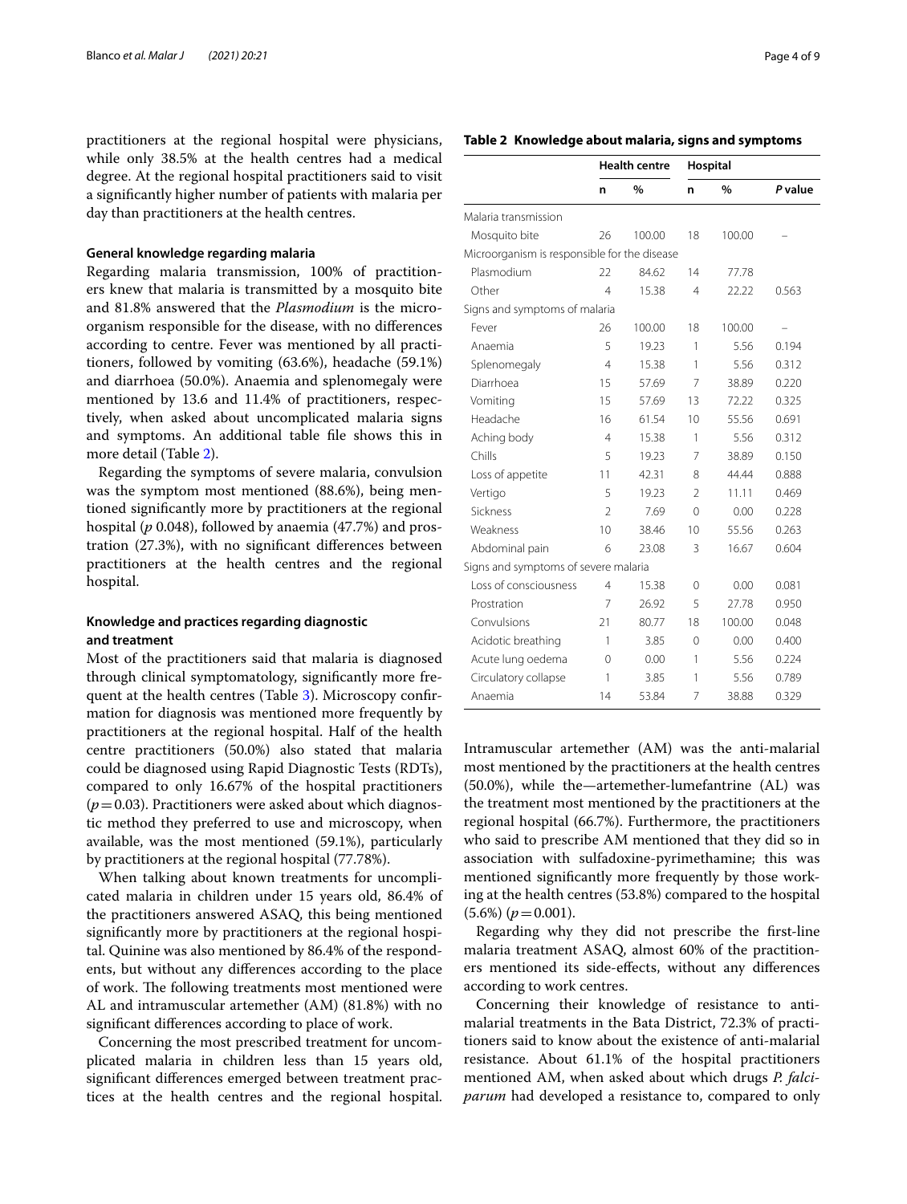practitioners at the regional hospital were physicians, while only 38.5% at the health centres had a medical degree. At the regional hospital practitioners said to visit a significantly higher number of patients with malaria per day than practitioners at the health centres.

### General knowledge regarding malaria

Regarding malaria transmission, 100% of practitioners knew that malaria is transmitted by a mosquito bite and 81.8% answered that the *Plasmodium* is the microorganism responsible for the disease, with no differences according to centre. Fever was mentioned by all practitioners, followed by vomiting (63.6%), headache (59.1%) and diarrhoea (50.0%). Anaemia and splenomegaly were mentioned by 13.6 and 11.4% of practitioners, respectively, when asked about uncomplicated malaria signs and symptoms. An additional table file shows this in more detail (Table 2).

Regarding the symptoms of severe malaria, convulsion was the symptom most mentioned (88.6%), being mentioned significantly more by practitioners at the regional hospital (*p* 0.048), followed by anaemia (47.7%) and prostration (27.3%), with no significant differences between practitioners at the health centres and the regional hospital.

### Knowledge and practices regarding diagnostic and treatment

Most of the practitioners said that malaria is diagnosed through clinical symptomatology, significantly more frequent at the health centres (Table 3). Microscopy confirmation for diagnosis was mentioned more frequently by practitioners at the regional hospital. Half of the health centre practitioners (50.0%) also stated that malaria could be diagnosed using Rapid Diagnostic Tests (RDTs), compared to only 16.67% of the hospital practitioners ($p=0.03$). Practitioners were asked about which diagnostic method they preferred to use and microscopy, when available, was the most mentioned (59.1%), particularly by practitioners at the regional hospital (77.78%).

When talking about known treatments for uncomplicated malaria in children under 15 years old, 86.4% of the practitioners answered ASAQ, this being mentioned significantly more by practitioners at the regional hospital. Quinine was also mentioned by 86.4% of the respondents, but without any differences according to the place of work. The following treatments most mentioned were AL and intramuscular artemether (AM) (81.8%) with no significant differences according to place of work.

Concerning the most prescribed treatment for uncomplicated malaria in children less than 15 years old, significant differences emerged between treatment practices at the health centres and the regional hospital. Intramuscular artemether (AM) was the anti-malarial most mentioned by the practitioners at the health centres (50.0%), while the—artemether-lumefantrine (AL) was the treatment most mentioned by the practitioners at the regional hospital (66.7%). Furthermore, the practitioners who said to prescribe AM mentioned that they did so in association with sulfadoxine-pyrimethamine; this was mentioned significantly more frequently by those working at the health centres (53.8%) compared to the hospital (5.6%) ($p=0.001$).

Regarding why they did not prescribe the first-line malaria treatment ASAQ, almost 60% of the practitioners mentioned its side-effects, without any differences according to work centres.

Concerning their knowledge of resistance to anti-malarial treatments in the Bata District, 72.3% of practitioners said to know about the existence of anti-malarial resistance. About 61.1% of the hospital practitioners mentioned AM, when asked about which drugs *P. falciparum* had developed a resistance to, compared to only

**Table 2 Knowledge about malaria, signs and symptoms**

| | Health centre | | Hospital | | |
|---|---|---|---|---|---|
| | n | % | n | % | *P* value |
| Malaria transmission | | | | | |
| Mosquito bite | 26 | 100.00 | 18 | 100.00 | – |
| Microorganism is responsible for the disease | | | | | |
| Plasmodium | 22 | 84.62 | 14 | 77.78 | |
| Other | 4 | 15.38 | 4 | 22.22 | 0.563 |
| Signs and symptoms of malaria | | | | | |
| Fever | 26 | 100.00 | 18 | 100.00 | – |
| Anaemia | 5 | 19.23 | 1 | 5.56 | 0.194 |
| Splenomegaly | 4 | 15.38 | 1 | 5.56 | 0.312 |
| Diarrhoea | 15 | 57.69 | 7 | 38.89 | 0.220 |
| Vomiting | 15 | 57.69 | 13 | 72.22 | 0.325 |
| Headache | 16 | 61.54 | 10 | 55.56 | 0.691 |
| Aching body | 4 | 15.38 | 1 | 5.56 | 0.312 |
| Chills | 5 | 19.23 | 7 | 38.89 | 0.150 |
| Loss of appetite | 11 | 42.31 | 8 | 44.44 | 0.888 |
| Vertigo | 5 | 19.23 | 2 | 11.11 | 0.469 |
| Sickness | 2 | 7.69 | 0 | 0.00 | 0.228 |
| Weakness | 10 | 38.46 | 10 | 55.56 | 0.263 |
| Abdominal pain | 6 | 23.08 | 3 | 16.67 | 0.604 |
| Signs and symptoms of severe malaria | | | | | |
| Loss of consciousness | 4 | 15.38 | 0 | 0.00 | 0.081 |
| Prostration | 7 | 26.92 | 5 | 27.78 | 0.950 |
| Convulsions | 21 | 80.77 | 18 | 100.00 | 0.048 |
| Acidotic breathing | 1 | 3.85 | 0 | 0.00 | 0.400 |
| Acute lung oedema | 0 | 0.00 | 1 | 5.56 | 0.224 |
| Circulatory collapse | 1 | 3.85 | 1 | 5.56 | 0.789 |
| Anaemia | 14 | 53.84 | 7 | 38.88 | 0.329 |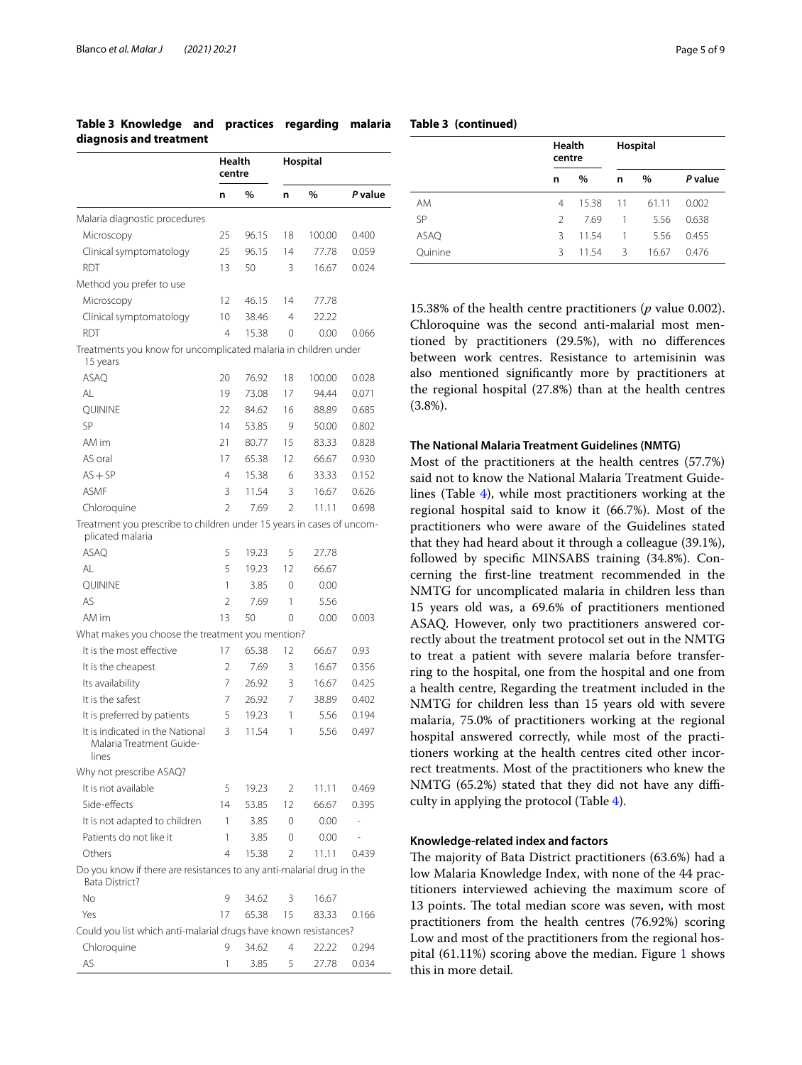**Table 3 Knowledge and practices regarding malaria diagnosis and treatment**

| | Health centre | | Hospital | | |
|---|---|---|---|---|---|
| | n | % | n | % | P value |
| Malaria diagnostic procedures | | | | | |
| Microscopy | 25 | 96.15 | 18 | 100.00 | 0.400 |
| Clinical symptomatology | 25 | 96.15 | 14 | 77.78 | 0.059 |
| RDT | 13 | 50 | 3 | 16.67 | 0.024 |
| Method you prefer to use | | | | | |
| Microscopy | 12 | 46.15 | 14 | 77.78 | |
| Clinical symptomatology | 10 | 38.46 | 4 | 22.22 | |
| RDT | 4 | 15.38 | 0 | 0.00 | 0.066 |
| Treatments you know for uncomplicated malaria in children under 15 years | | | | | |
| ASAQ | 20 | 76.92 | 18 | 100.00 | 0.028 |
| AL | 19 | 73.08 | 17 | 94.44 | 0.071 |
| QUININE | 22 | 84.62 | 16 | 88.89 | 0.685 |
| SP | 14 | 53.85 | 9 | 50.00 | 0.802 |
| AM im | 21 | 80.77 | 15 | 83.33 | 0.828 |
| AS oral | 17 | 65.38 | 12 | 66.67 | 0.930 |
| AS + SP | 4 | 15.38 | 6 | 33.33 | 0.152 |
| ASMF | 3 | 11.54 | 3 | 16.67 | 0.626 |
| Chloroquine | 2 | 7.69 | 2 | 11.11 | 0.698 |
| Treatment you prescribe to children under 15 years in cases of uncomplicated malaria | | | | | |
| ASAQ | 5 | 19.23 | 5 | 27.78 | |
| AL | 5 | 19.23 | 12 | 66.67 | |
| QUININE | 1 | 3.85 | 0 | 0.00 | |
| AS | 2 | 7.69 | 1 | 5.56 | |
| AM im | 13 | 50 | 0 | 0.00 | 0.003 |
| What makes you choose the treatment you mention? | | | | | |
| It is the most effective | 17 | 65.38 | 12 | 66.67 | 0.93 |
| It is the cheapest | 2 | 7.69 | 3 | 16.67 | 0.356 |
| Its availability | 7 | 26.92 | 3 | 16.67 | 0.425 |
| It is the safest | 7 | 26.92 | 7 | 38.89 | 0.402 |
| It is preferred by patients | 5 | 19.23 | 1 | 5.56 | 0.194 |
| It is indicated in the National Malaria Treatment Guidelines | 3 | 11.54 | 1 | 5.56 | 0.497 |
| Why not prescribe ASAQ? | | | | | |
| It is not available | 5 | 19.23 | 2 | 11.11 | 0.469 |
| Side-effects | 14 | 53.85 | 12 | 66.67 | 0.395 |
| It is not adapted to children | 1 | 3.85 | 0 | 0.00 | - |
| Patients do not like it | 1 | 3.85 | 0 | 0.00 | - |
| Others | 4 | 15.38 | 2 | 11.11 | 0.439 |
| Do you know if there are resistances to any anti-malarial drug in the Bata District? | | | | | |
| No | 9 | 34.62 | 3 | 16.67 | |
| Yes | 17 | 65.38 | 15 | 83.33 | 0.166 |
| Could you list which anti-malarial drugs have known resistances? | | | | | |
| Chloroquine | 9 | 34.62 | 4 | 22.22 | 0.294 |
| AS | 1 | 3.85 | 5 | 27.78 | 0.034 |
| AM | 4 | 15.38 | 11 | 61.11 | 0.002 |
| SP | 2 | 7.69 | 1 | 5.56 | 0.638 |
| ASAQ | 3 | 11.54 | 1 | 5.56 | 0.455 |
| Quinine | 3 | 11.54 | 3 | 16.67 | 0.476 |

15.38% of the health centre practitioners (*p* value 0.002). Chloroquine was the second anti-malarial most mentioned by practitioners (29.5%), with no differences between work centres. Resistance to artemisinin was also mentioned significantly more by practitioners at the regional hospital (27.8%) than at the health centres (3.8%).

### The National Malaria Treatment Guidelines (NMTG)

Most of the practitioners at the health centres (57.7%) said not to know the National Malaria Treatment Guidelines (Table 4), while most practitioners working at the regional hospital said to know it (66.7%). Most of the practitioners who were aware of the Guidelines stated that they had heard about it through a colleague (39.1%), followed by specific MINSABS training (34.8%). Concerning the first-line treatment recommended in the NMTG for uncomplicated malaria in children less than 15 years old was, a 69.6% of practitioners mentioned ASAQ. However, only two practitioners answered correctly about the treatment protocol set out in the NMTG to treat a patient with severe malaria before transferring to the hospital, one from the hospital and one from a health centre, Regarding the treatment included in the NMTG for children less than 15 years old with severe malaria, 75.0% of practitioners working at the regional hospital answered correctly, while most of the practitioners working at the health centres cited other incorrect treatments. Most of the practitioners who knew the NMTG (65.2%) stated that they did not have any difficulty in applying the protocol (Table 4).

### Knowledge-related index and factors

The majority of Bata District practitioners (63.6%) had a low Malaria Knowledge Index, with none of the 44 practitioners interviewed achieving the maximum score of 13 points. The total median score was seven, with most practitioners from the health centres (76.92%) scoring Low and most of the practitioners from the regional hospital (61.11%) scoring above the median. Figure 1 shows this in more detail.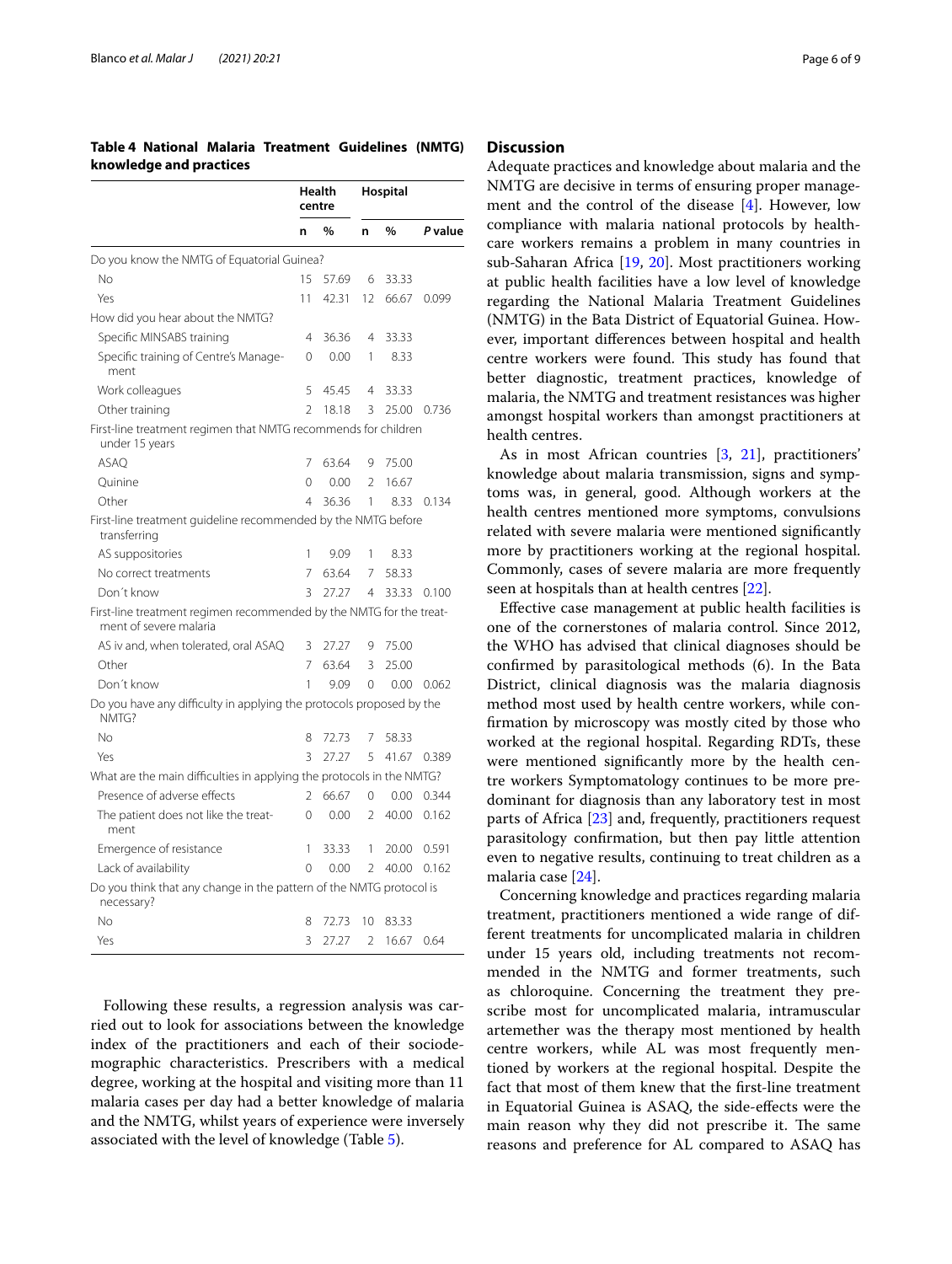**Table 4 National Malaria Treatment Guidelines (NMTG) knowledge and practices**

| | Health centre | | Hospital | | |
|---|---|---|---|---|---|
| | n | % | n | % | P value |
| Do you know the NMTG of Equatorial Guinea? | | | | | |
| No | 15 | 57.69 | 6 | 33.33 | |
| Yes | 11 | 42.31 | 12 | 66.67 | 0.099 |
| How did you hear about the NMTG? | | | | | |
| Specific MINSABS training | 4 | 36.36 | 4 | 33.33 | |
| Specific training of Centre's Management | 0 | 0.00 | 1 | 8.33 | |
| Work colleagues | 5 | 45.45 | 4 | 33.33 | |
| Other training | 2 | 18.18 | 3 | 25.00 | 0.736 |
| First-line treatment regimen that NMTG recommends for children under 15 years | | | | | |
| ASAQ | 7 | 63.64 | 9 | 75.00 | |
| Quinine | 0 | 0.00 | 2 | 16.67 | |
| Other | 4 | 36.36 | 1 | 8.33 | 0.134 |
| First-line treatment guideline recommended by the NMTG before transferring | | | | | |
| AS suppositories | 1 | 9.09 | 1 | 8.33 | |
| No correct treatments | 7 | 63.64 | 7 | 58.33 | |
| Don´t know | 3 | 27.27 | 4 | 33.33 | 0.100 |
| First-line treatment regimen recommended by the NMTG for the treatment of severe malaria | | | | | |
| AS iv and, when tolerated, oral ASAQ | 3 | 27.27 | 9 | 75.00 | |
| Other | 7 | 63.64 | 3 | 25.00 | |
| Don´t know | 1 | 9.09 | 0 | 0.00 | 0.062 |
| Do you have any difficulty in applying the protocols proposed by the NMTG? | | | | | |
| No | 8 | 72.73 | 7 | 58.33 | |
| Yes | 3 | 27.27 | 5 | 41.67 | 0.389 |
| What are the main difficulties in applying the protocols in the NMTG? | | | | | |
| Presence of adverse effects | 2 | 66.67 | 0 | 0.00 | 0.344 |
| The patient does not like the treatment | 0 | 0.00 | 2 | 40.00 | 0.162 |
| Emergence of resistance | 1 | 33.33 | 1 | 20.00 | 0.591 |
| Lack of availability | 0 | 0.00 | 2 | 40.00 | 0.162 |
| Do you think that any change in the pattern of the NMTG protocol is necessary? | | | | | |
| No | 8 | 72.73 | 10 | 83.33 | |
| Yes | 3 | 27.27 | 2 | 16.67 | 0.64 |

Following these results, a regression analysis was carried out to look for associations between the knowledge index of the practitioners and each of their sociodemographic characteristics. Prescribers with a medical degree, working at the hospital and visiting more than 11 malaria cases per day had a better knowledge of malaria and the NMTG, whilst years of experience were inversely associated with the level of knowledge (Table 5).

## Discussion

Adequate practices and knowledge about malaria and the NMTG are decisive in terms of ensuring proper management and the control of the disease [4]. However, low compliance with malaria national protocols by healthcare workers remains a problem in many countries in sub-Saharan Africa [19, 20]. Most practitioners working at public health facilities have a low level of knowledge regarding the National Malaria Treatment Guidelines (NMTG) in the Bata District of Equatorial Guinea. However, important differences between hospital and health centre workers were found. This study has found that better diagnostic, treatment practices, knowledge of malaria, the NMTG and treatment resistances was higher amongst hospital workers than amongst practitioners at health centres.

As in most African countries [3, 21], practitioners' knowledge about malaria transmission, signs and symptoms was, in general, good. Although workers at the health centres mentioned more symptoms, convulsions related with severe malaria were mentioned significantly more by practitioners working at the regional hospital. Commonly, cases of severe malaria are more frequently seen at hospitals than at health centres [22].

Effective case management at public health facilities is one of the cornerstones of malaria control. Since 2012, the WHO has advised that clinical diagnoses should be confirmed by parasitological methods (6). In the Bata District, clinical diagnosis was the malaria diagnosis method most used by health centre workers, while confirmation by microscopy was mostly cited by those who worked at the regional hospital. Regarding RDTs, these were mentioned significantly more by the health centre workers Symptomatology continues to be more predominant for diagnosis than any laboratory test in most parts of Africa [23] and, frequently, practitioners request parasitology confirmation, but then pay little attention even to negative results, continuing to treat children as a malaria case [24].

Concerning knowledge and practices regarding malaria treatment, practitioners mentioned a wide range of different treatments for uncomplicated malaria in children under 15 years old, including treatments not recommended in the NMTG and former treatments, such as chloroquine. Concerning the treatment they prescribe most for uncomplicated malaria, intramuscular artemether was the therapy most mentioned by health centre workers, while AL was most frequently mentioned by workers at the regional hospital. Despite the fact that most of them knew that the first-line treatment in Equatorial Guinea is ASAQ, the side-effects were the main reason why they did not prescribe it. The same reasons and preference for AL compared to ASAQ has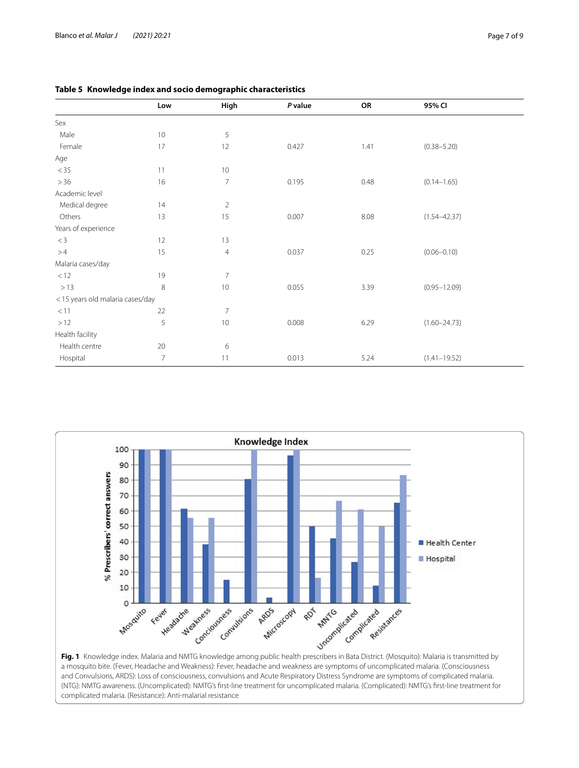**Table 5 Knowledge index and socio demographic characteristics**

| | Low | High | *P* value | OR | 95% CI |
|---|---|---|---|---|---|
| Sex | | | | | |
| Male | 10 | 5 | | | |
| Female | 17 | 12 | 0.427 | 1.41 | (0.38–5.20) |
| Age | | | | | |
| < 35 | 11 | 10 | | | |
| > 36 | 16 | 7 | 0.195 | 0.48 | (0.14–1.65) |
| Academic level | | | | | |
| Medical degree | 14 | 2 | | | |
| Others | 13 | 15 | 0.007 | 8.08 | (1.54–42.37) |
| Years of experience | | | | | |
| < 3 | 12 | 13 | | | |
| > 4 | 15 | 4 | 0.037 | 0.25 | (0.06–0.10) |
| Malaria cases/day | | | | | |
| < 12 | 19 | 7 | | | |
| > 13 | 8 | 10 | 0.055 | 3.39 | (0.95–12.09) |
| < 15 years old malaria cases/day | | | | | |
| < 11 | 22 | 7 | | | |
| > 12 | 5 | 10 | 0.008 | 6.29 | (1.60–24.73) |
| Health facility | | | | | |
| Health centre | 20 | 6 | | | |
| Hospital | 7 | 11 | 0.013 | 5.24 | (1.41–19.52) |

**Fig. 1** Knowledge index. Malaria and NMTG knowledge among public health prescribers in Bata District. (Mosquito): Malaria is transmitted by a mosquito bite. (Fever, Headache and Weakness): Fever, headache and weakness are symptoms of uncomplicated malaria. (Consciousness and Convulsions, ARDS): Loss of consciousness, convulsions and Acute Respiratory Distress Syndrome are symptoms of complicated malaria. (NTG): NMTG awareness. (Uncomplicated): NMTG's first-line treatment for uncomplicated malaria. (Complicated): NMTG's first-line treatment for complicated malaria. (Resistance): Anti-malarial resistance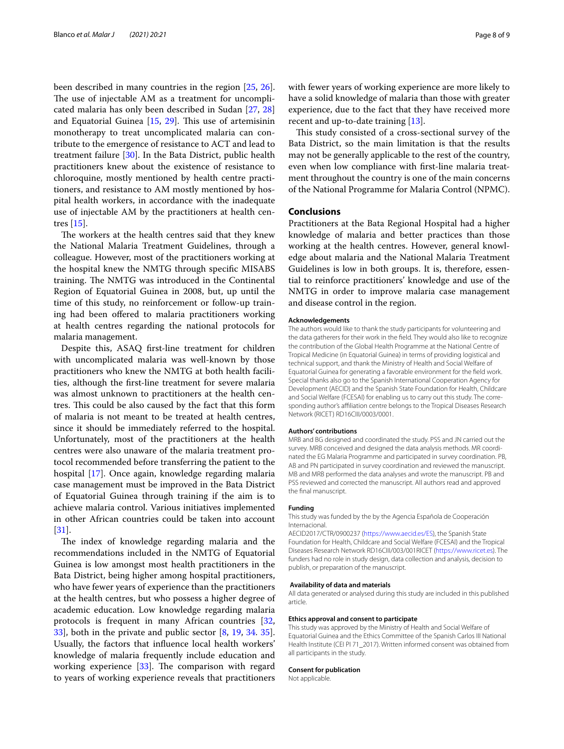been described in many countries in the region [25, 26]. The use of injectable AM as a treatment for uncomplicated malaria has only been described in Sudan [27, 28] and Equatorial Guinea [15, 29]. This use of artemisinin monotherapy to treat uncomplicated malaria can contribute to the emergence of resistance to ACT and lead to treatment failure [30]. In the Bata District, public health practitioners knew about the existence of resistance to chloroquine, mostly mentioned by health centre practitioners, and resistance to AM mostly mentioned by hospital health workers, in accordance with the inadequate use of injectable AM by the practitioners at health centres [15].

The workers at the health centres said that they knew the National Malaria Treatment Guidelines, through a colleague. However, most of the practitioners working at the hospital knew the NMTG through specific MISABS training. The NMTG was introduced in the Continental Region of Equatorial Guinea in 2008, but, up until the time of this study, no reinforcement or follow-up training had been offered to malaria practitioners working at health centres regarding the national protocols for malaria management.

Despite this, ASAQ first-line treatment for children with uncomplicated malaria was well-known by those practitioners who knew the NMTG at both health facilities, although the first-line treatment for severe malaria was almost unknown to practitioners at the health centres. This could be also caused by the fact that this form of malaria is not meant to be treated at health centres, since it should be immediately referred to the hospital. Unfortunately, most of the practitioners at the health centres were also unaware of the malaria treatment protocol recommended before transferring the patient to the hospital [17]. Once again, knowledge regarding malaria case management must be improved in the Bata District of Equatorial Guinea through training if the aim is to achieve malaria control. Various initiatives implemented in other African countries could be taken into account [31].

The index of knowledge regarding malaria and the recommendations included in the NMTG of Equatorial Guinea is low amongst most health practitioners in the Bata District, being higher among hospital practitioners, who have fewer years of experience than the practitioners at the health centres, but who possess a higher degree of academic education. Low knowledge regarding malaria protocols is frequent in many African countries [32, 33], both in the private and public sector [8, 19, 34. 35]. Usually, the factors that influence local health workers' knowledge of malaria frequently include education and working experience [33]. The comparison with regard to years of working experience reveals that practitioners with fewer years of working experience are more likely to have a solid knowledge of malaria than those with greater experience, due to the fact that they have received more recent and up-to-date training [13].

This study consisted of a cross-sectional survey of the Bata District, so the main limitation is that the results may not be generally applicable to the rest of the country, even when low compliance with first-line malaria treatment throughout the country is one of the main concerns of the National Programme for Malaria Control (NPMC).

## Conclusions

Practitioners at the Bata Regional Hospital had a higher knowledge of malaria and better practices than those working at the health centres. However, general knowledge about malaria and the National Malaria Treatment Guidelines is low in both groups. It is, therefore, essential to reinforce practitioners' knowledge and use of the NMTG in order to improve malaria case management and disease control in the region.

### Acknowledgements

The authors would like to thank the study participants for volunteering and the data gatherers for their work in the field. They would also like to recognize the contribution of the Global Health Programme at the National Centre of Tropical Medicine (in Equatorial Guinea) in terms of providing logistical and technical support, and thank the Ministry of Health and Social Welfare of Equatorial Guinea for generating a favorable environment for the field work. Special thanks also go to the Spanish International Cooperation Agency for Development (AECID) and the Spanish State Foundation for Health, Childcare and Social Welfare (FCESAI) for enabling us to carry out this study. The corresponding author's affiliation centre belongs to the Tropical Diseases Research Network (RICET) RD16CIII/0003/0001.

### Authors' contributions

MRB and BG designed and coordinated the study. PSS and JN carried out the survey. MRB conceived and designed the data analysis methods. MR coordinated the EG Malaria Programme and participated in survey coordination. PB, AB and PN participated in survey coordination and reviewed the manuscript. MB and MRB performed the data analyses and wrote the manuscript. PB and PSS reviewed and corrected the manuscript. All authors read and approved the final manuscript.

### Funding

This study was funded by the by the Agencia Española de Cooperación Internacional.
AECID2017/CTR/0900237 (https://www.aecid.es/ES), the Spanish State Foundation for Health, Childcare and Social Welfare (FCESAI) and the Tropical Diseases Research Network RD16CIII/003/001RICET (https://www.ricet.es). The funders had no role in study design, data collection and analysis, decision to publish, or preparation of the manuscript.

### Availability of data and materials

All data generated or analysed during this study are included in this published article.

### Ethics approval and consent to participate

This study was approved by the Ministry of Health and Social Welfare of Equatorial Guinea and the Ethics Committee of the Spanish Carlos III National Health Institute (CEI PI 71_2017). Written informed consent was obtained from all participants in the study.

### Consent for publication

Not applicable.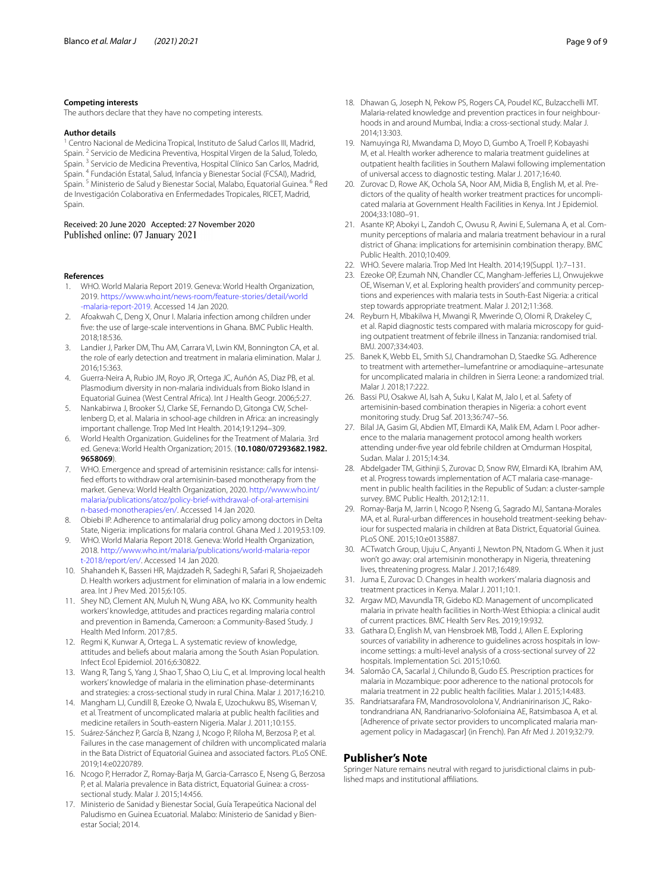#### Competing interests

The authors declare that they have no competing interests.

#### Author details

[1] Centro Nacional de Medicina Tropical, Instituto de Salud Carlos III, Madrid, Spain. [2] Servicio de Medicina Preventiva, Hospital Virgen de la Salud, Toledo, Spain. [3] Servicio de Medicina Preventiva, Hospital Clínico San Carlos, Madrid, Spain. [4] Fundación Estatal, Salud, Infancia y Bienestar Social (FCSAI), Madrid, Spain. [5] Ministerio de Salud y Bienestar Social, Malabo, Equatorial Guinea. [6] Red de Investigación Colaborativa en Enfermedades Tropicales, RICET, Madrid, Spain.

Received: 20 June 2020 Accepted: 27 November 2020
Published online: 07 January 2021

#### References

1. WHO. World Malaria Report 2019. Geneva: World Health Organization, 2019. https://www.who.int/news-room/feature-stories/detail/world-malaria-report-2019. Accessed 14 Jan 2020.
2. Afoakwah C, Deng X, Onur I. Malaria infection among children under five: the use of large-scale interventions in Ghana. BMC Public Health. 2018;18:536.
3. Landier J, Parker DM, Thu AM, Carrara VI, Lwin KM, Bonnington CA, et al. the role of early detection and treatment in malaria elimination. Malar J. 2016;15:363.
4. Guerra-Neira A, Rubio JM, Royo JR, Ortega JC, Auñón AS, Diaz PB, et al. Plasmodium diversity in non-malaria individuals from Bioko Island in Equatorial Guinea (West Central Africa). Int J Health Geogr. 2006;5:27.
5. Nankabirwa J, Brooker SJ, Clarke SE, Fernando D, Gitonga CW, Schellenberg D, et al. Malaria in school-age children in Africa: an increasingly important challenge. Trop Med Int Health. 2014;19:1294–309.
6. World Health Organization. Guidelines for the Treatment of Malaria. 3rd ed. Geneva: World Health Organization; 2015. (**10.1080/07293682.1982.9658069**).
7. WHO. Emergence and spread of artemisinin resistance: calls for intensified efforts to withdraw oral artemisinin-based monotherapy from the market. Geneva: World Health Organization, 2020. http://www.who.int/malaria/publications/atoz/policy-brief-withdrawal-of-oral-artemisinin-based-monotherapies/en/. Accessed 14 Jan 2020.
8. Obiebi IP. Adherence to antimalarial drug policy among doctors in Delta State, Nigeria: implications for malaria control. Ghana Med J. 2019;53:109.
9. WHO. World Malaria Report 2018. Geneva: World Health Organization, 2018. http://www.who.int/malaria/publications/world-malaria-report-2018/report/en/. Accessed 14 Jan 2020.
10. Shahandeh K, Basseri HR, Majdzadeh R, Sadeghi R, Safari R, Shojaeizadeh D. Health workers adjustment for elimination of malaria in a low endemic area. Int J Prev Med. 2015;6:105.
11. Shey ND, Clement AN, Muluh N, Wung ABA, Ivo KK. Community health workers' knowledge, attitudes and practices regarding malaria control and prevention in Bamenda, Cameroon: a Community-Based Study. J Health Med Inform. 2017;8:5.
12. Regmi K, Kunwar A, Ortega L. A systematic review of knowledge, attitudes and beliefs about malaria among the South Asian Population. Infect Ecol Epidemiol. 2016;6:30822.
13. Wang R, Tang S, Yang J, Shao T, Shao O, Liu C, et al. Improving local health workers' knowledge of malaria in the elimination phase-determinants and strategies: a cross-sectional study in rural China. Malar J. 2017;16:210.
14. Mangham LJ, Cundill B, Ezeoke O, Nwala E, Uzochukwu BS, Wiseman V, et al. Treatment of uncomplicated malaria at public health facilities and medicine retailers in South-eastern Nigeria. Malar J. 2011;10:155.
15. Suárez-Sánchez P, García B, Nzang J, Ncogo P, Riloha M, Berzosa P, et al. Failures in the case management of children with uncomplicated malaria in the Bata District of Equatorial Guinea and associated factors. PLoS ONE. 2019;14:e0220789.
16. Ncogo P, Herrador Z, Romay-Barja M, Garcia-Carrasco E, Nseng G, Berzosa P, et al. Malaria prevalence in Bata district, Equatorial Guinea: a cross-sectional study. Malar J. 2015;14:456.
17. Ministerio de Sanidad y Bienestar Social, Guía Terapeútica Nacional del Paludismo en Guinea Ecuatorial. Malabo: Ministerio de Sanidad y Bienestar Social; 2014.
18. Dhawan G, Joseph N, Pekow PS, Rogers CA, Poudel KC, Bulzacchelli MT. Malaria-related knowledge and prevention practices in four neighbourhoods in and around Mumbai, India: a cross-sectional study. Malar J. 2014;13:303.
19. Namuyinga RJ, Mwandama D, Moyo D, Gumbo A, Troell P, Kobayashi M, et al. Health worker adherence to malaria treatment guidelines at outpatient health facilities in Southern Malawi following implementation of universal access to diagnostic testing. Malar J. 2017;16:40.
20. Zurovac D, Rowe AK, Ochola SA, Noor AM, Midia B, English M, et al. Predictors of the quality of health worker treatment practices for uncomplicated malaria at Government Health Facilities in Kenya. Int J Epidemiol. 2004;33:1080–91.
21. Asante KP, Abokyi L, Zandoh C, Owusu R, Awini E, Sulemana A, et al. Community perceptions of malaria and malaria treatment behaviour in a rural district of Ghana: implications for artemisinin combination therapy. BMC Public Health. 2010;10:409.
22. WHO. Severe malaria. Trop Med Int Health. 2014;19(Suppl. 1):7–131.
23. Ezeoke OP, Ezumah NN, Chandler CC, Mangham-Jefferies LJ, Onwujekwe OE, Wiseman V, et al. Exploring health providers' and community perceptions and experiences with malaria tests in South-East Nigeria: a critical step towards appropriate treatment. Malar J. 2012;11:368.
24. Reyburn H, Mbakilwa H, Mwangi R, Mwerinde O, Olomi R, Drakeley C, et al. Rapid diagnostic tests compared with malaria microscopy for guiding outpatient treatment of febrile illness in Tanzania: randomised trial. BMJ. 2007;334:403.
25. Banek K, Webb EL, Smith SJ, Chandramohan D, Staedke SG. Adherence to treatment with artemether–lumefantrine or amodiaquine–artesunate for uncomplicated malaria in children in Sierra Leone: a randomized trial. Malar J. 2018;17:222.
26. Bassi PU, Osakwe AI, Isah A, Suku I, Kalat M, Jalo I, et al. Safety of artemisinin-based combination therapies in Nigeria: a cohort event monitoring study. Drug Saf. 2013;36:747–56.
27. Bilal JA, Gasim GI, Abdien MT, Elmardi KA, Malik EM, Adam I. Poor adherence to the malaria management protocol among health workers attending under-five year old febrile children at Omdurman Hospital, Sudan. Malar J. 2015;14:34.
28. Abdelgader TM, Githinji S, Zurovac D, Snow RW, Elmardi KA, Ibrahim AM, et al. Progress towards implementation of ACT malaria case-management in public health facilities in the Republic of Sudan: a cluster-sample survey. BMC Public Health. 2012;12:11.
29. Romay-Barja M, Jarrin I, Ncogo P, Nseng G, Sagrado MJ, Santana-Morales MA, et al. Rural-urban differences in household treatment-seeking behaviour for suspected malaria in children at Bata District, Equatorial Guinea. PLoS ONE. 2015;10:e0135887.
30. ACTwatch Group, Ujuju C, Anyanti J, Newton PN, Ntadom G. When it just won't go away: oral artemisinin monotherapy in Nigeria, threatening lives, threatening progress. Malar J. 2017;16:489.
31. Juma E, Zurovac D. Changes in health workers' malaria diagnosis and treatment practices in Kenya. Malar J. 2011;10:1.
32. Argaw MD, Mavundla TR, Gidebo KD. Management of uncomplicated malaria in private health facilities in North-West Ethiopia: a clinical audit of current practices. BMC Health Serv Res. 2019;19:932.
33. Gathara D, English M, van Hensbroek MB, Todd J, Allen E. Exploring sources of variability in adherence to guidelines across hospitals in low-income settings: a multi-level analysis of a cross-sectional survey of 22 hospitals. Implementation Sci. 2015;10:60.
34. Salomão CA, Sacarlal J, Chilundo B, Gudo ES. Prescription practices for malaria in Mozambique: poor adherence to the national protocols for malaria treatment in 22 public health facilities. Malar J. 2015;14:483.
35. Randriatsarafara FM, Mandrosovololona V, Andrianirinarison JC, Rakotondrandriana AN, Randrianarivo-Solofoniaina AE, Ratsimbasoa A, et al. [Adherence of private sector providers to uncomplicated malaria management policy in Madagascar] (in French). Pan Afr Med J. 2019;32:79.

## Publisher's Note

Springer Nature remains neutral with regard to jurisdictional claims in published maps and institutional affiliations.